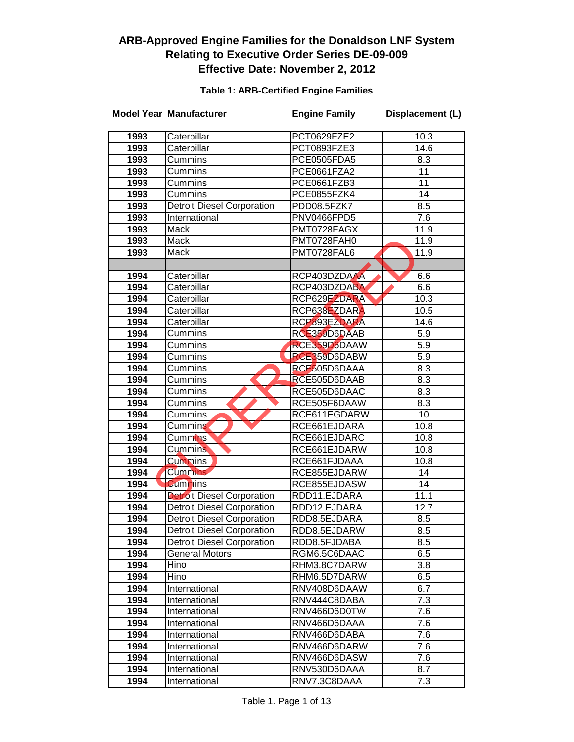# ARB-Approved Engine Families for the Donaldson LNF System
# Relating to Executive Order Series DE-09-009
# Effective Date: November 2, 2012

SUPERSEDED

### Table 1: ARB-Certified Engine Families

| Model Year | Manufacturer | Engine Family | Displacement (L) |
|---|---|---|---|
| 1993 | Caterpillar | PCT0629FZE2 | 10.3 |
| 1993 | Caterpillar | PCT0893FZE3 | 14.6 |
| 1993 | Cummins | PCE0505FDA5 | 8.3 |
| 1993 | Cummins | PCE0661FZA2 | 11 |
| 1993 | Cummins | PCE0661FZB3 | 11 |
| 1993 | Cummins | PCE0855FZK4 | 14 |
| 1993 | Detroit Diesel Corporation | PDD08.5FZK7 | 8.5 |
| 1993 | International | PNV0466FPD5 | 7.6 |
| 1993 | Mack | PMT0728FAGX | 11.9 |
| 1993 | Mack | PMT0728FAH0 | 11.9 |
| 1993 | Mack | PMT0728FAL6 | 11.9 |
| | | | |
| 1994 | Caterpillar | RCP403DZDAAA | 6.6 |
| 1994 | Caterpillar | RCP403DZDABA | 6.6 |
| 1994 | Caterpillar | RCP629EZDARA | 10.3 |
| 1994 | Caterpillar | RCP638EZDARA | 10.5 |
| 1994 | Caterpillar | RCP893EZDARA | 14.6 |
| 1994 | Cummins | RCE359D6DAAB | 5.9 |
| 1994 | Cummins | RCE359D6DAAW | 5.9 |
| 1994 | Cummins | RCE359D6DABW | 5.9 |
| 1994 | Cummins | RCE505D6DAAA | 8.3 |
| 1994 | Cummins | RCE505D6DAAB | 8.3 |
| 1994 | Cummins | RCE505D6DAAC | 8.3 |
| 1994 | Cummins | RCE505F6DAAW | 8.3 |
| 1994 | Cummins | RCE611EGDARW | 10 |
| 1994 | Cummins | RCE661EJDARA | 10.8 |
| 1994 | Cummins | RCE661EJDARC | 10.8 |
| 1994 | Cummins | RCE661EJDARW | 10.8 |
| 1994 | Cummins | RCE661FJDAAA | 10.8 |
| 1994 | Cummins | RCE855EJDARW | 14 |
| 1994 | Cummins | RCE855EJDASW | 14 |
| 1994 | Detroit Diesel Corporation | RDD11.EJDARA | 11.1 |
| 1994 | Detroit Diesel Corporation | RDD12.EJDARA | 12.7 |
| 1994 | Detroit Diesel Corporation | RDD8.5EJDARA | 8.5 |
| 1994 | Detroit Diesel Corporation | RDD8.5EJDARW | 8.5 |
| 1994 | Detroit Diesel Corporation | RDD8.5FJDABA | 8.5 |
| 1994 | General Motors | RGM6.5C6DAAC | 6.5 |
| 1994 | Hino | RHM3.8C7DARW | 3.8 |
| 1994 | Hino | RHM6.5D7DARW | 6.5 |
| 1994 | International | RNV408D6DAAW | 6.7 |
| 1994 | International | RNV444C8DABA | 7.3 |
| 1994 | International | RNV466D6D0TW | 7.6 |
| 1994 | International | RNV466D6DAAA | 7.6 |
| 1994 | International | RNV466D6DABA | 7.6 |
| 1994 | International | RNV466D6DARW | 7.6 |
| 1994 | International | RNV466D6DASW | 7.6 |
| 1994 | International | RNV530D6DAAA | 8.7 |
| 1994 | International | RNV7.3C8DAAA | 7.3 |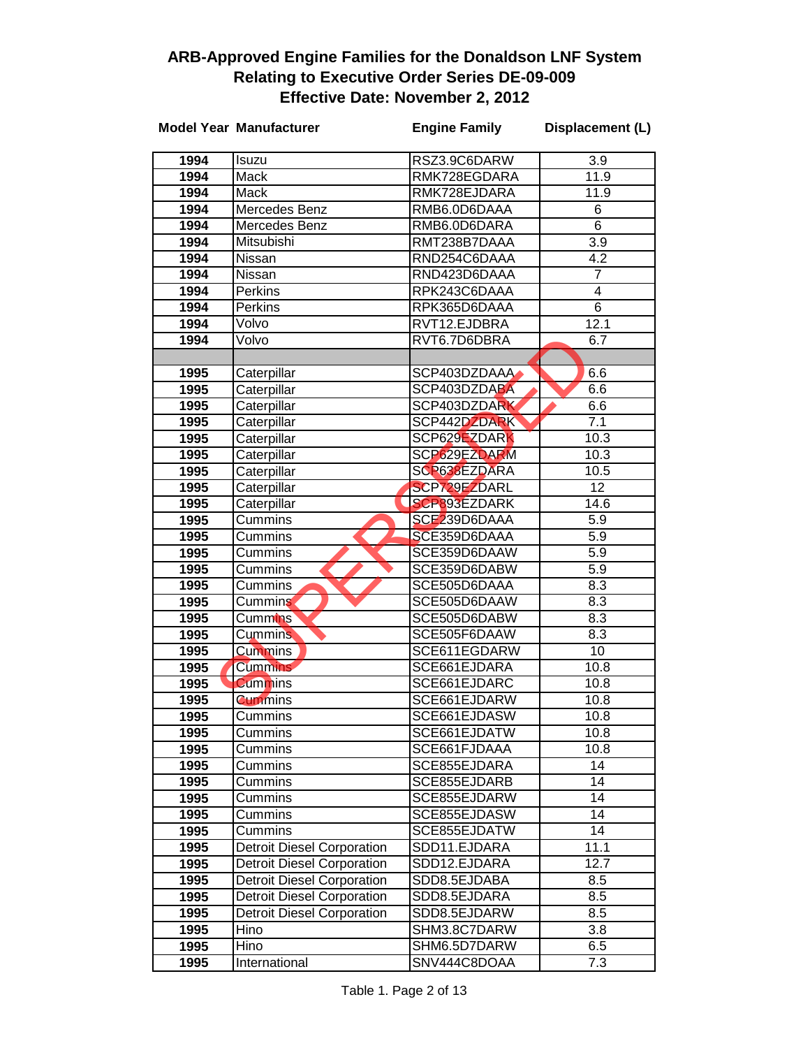# ARB-Approved Engine Families for the Donaldson LNF System Relating to Executive Order Series DE-09-009 Effective Date: November 2, 2012

SUPERSEDED

| Model Year | Manufacturer | Engine Family | Displacement (L) |
|---|---|---|---|
| 1994 | Isuzu | RSZ3.9C6DARW | 3.9 |
| 1994 | Mack | RMK728EGDARA | 11.9 |
| 1994 | Mack | RMK728EJDARA | 11.9 |
| 1994 | Mercedes Benz | RMB6.0D6DAAA | 6 |
| 1994 | Mercedes Benz | RMB6.0D6DARA | 6 |
| 1994 | Mitsubishi | RMT238B7DAAA | 3.9 |
| 1994 | Nissan | RND254C6DAAA | 4.2 |
| 1994 | Nissan | RND423D6DAAA | 7 |
| 1994 | Perkins | RPK243C6DAAA | 4 |
| 1994 | Perkins | RPK365D6DAAA | 6 |
| 1994 | Volvo | RVT12.EJDBRA | 12.1 |
| 1994 | Volvo | RVT6.7D6DBRA | 6.7 |
| | | | |
| 1995 | Caterpillar | SCP403DZDAAA | 6.6 |
| 1995 | Caterpillar | SCP403DZDABA | 6.6 |
| 1995 | Caterpillar | SCP403DZDARK | 6.6 |
| 1995 | Caterpillar | SCP442DZDARK | 7.1 |
| 1995 | Caterpillar | SCP629EZDARK | 10.3 |
| 1995 | Caterpillar | SCP629EZDARM | 10.3 |
| 1995 | Caterpillar | SCP638EZDARA | 10.5 |
| 1995 | Caterpillar | SCP729EZDARL | 12 |
| 1995 | Caterpillar | SCP893EZDARK | 14.6 |
| 1995 | Cummins | SCE239D6DAAA | 5.9 |
| 1995 | Cummins | SCE359D6DAAA | 5.9 |
| 1995 | Cummins | SCE359D6DAAW | 5.9 |
| 1995 | Cummins | SCE359D6DABW | 5.9 |
| 1995 | Cummins | SCE505D6DAAA | 8.3 |
| 1995 | Cummins | SCE505D6DAAW | 8.3 |
| 1995 | Cummins | SCE505D6DABW | 8.3 |
| 1995 | Cummins | SCE505F6DAAW | 8.3 |
| 1995 | Cummins | SCE611EGDARW | 10 |
| 1995 | Cummins | SCE661EJDARA | 10.8 |
| 1995 | Cummins | SCE661EJDARC | 10.8 |
| 1995 | Cummins | SCE661EJDARW | 10.8 |
| 1995 | Cummins | SCE661EJDASW | 10.8 |
| 1995 | Cummins | SCE661EJDATW | 10.8 |
| 1995 | Cummins | SCE661FJDAAA | 10.8 |
| 1995 | Cummins | SCE855EJDARA | 14 |
| 1995 | Cummins | SCE855EJDARB | 14 |
| 1995 | Cummins | SCE855EJDARW | 14 |
| 1995 | Cummins | SCE855EJDASW | 14 |
| 1995 | Cummins | SCE855EJDATW | 14 |
| 1995 | Detroit Diesel Corporation | SDD11.EJDARA | 11.1 |
| 1995 | Detroit Diesel Corporation | SDD12.EJDARA | 12.7 |
| 1995 | Detroit Diesel Corporation | SDD8.5EJDABA | 8.5 |
| 1995 | Detroit Diesel Corporation | SDD8.5EJDARA | 8.5 |
| 1995 | Detroit Diesel Corporation | SDD8.5EJDARW | 8.5 |
| 1995 | Hino | SHM3.8C7DARW | 3.8 |
| 1995 | Hino | SHM6.5D7DARW | 6.5 |
| 1995 | International | SNV444C8DOAA | 7.3 |

Table 1. Page 2 of 13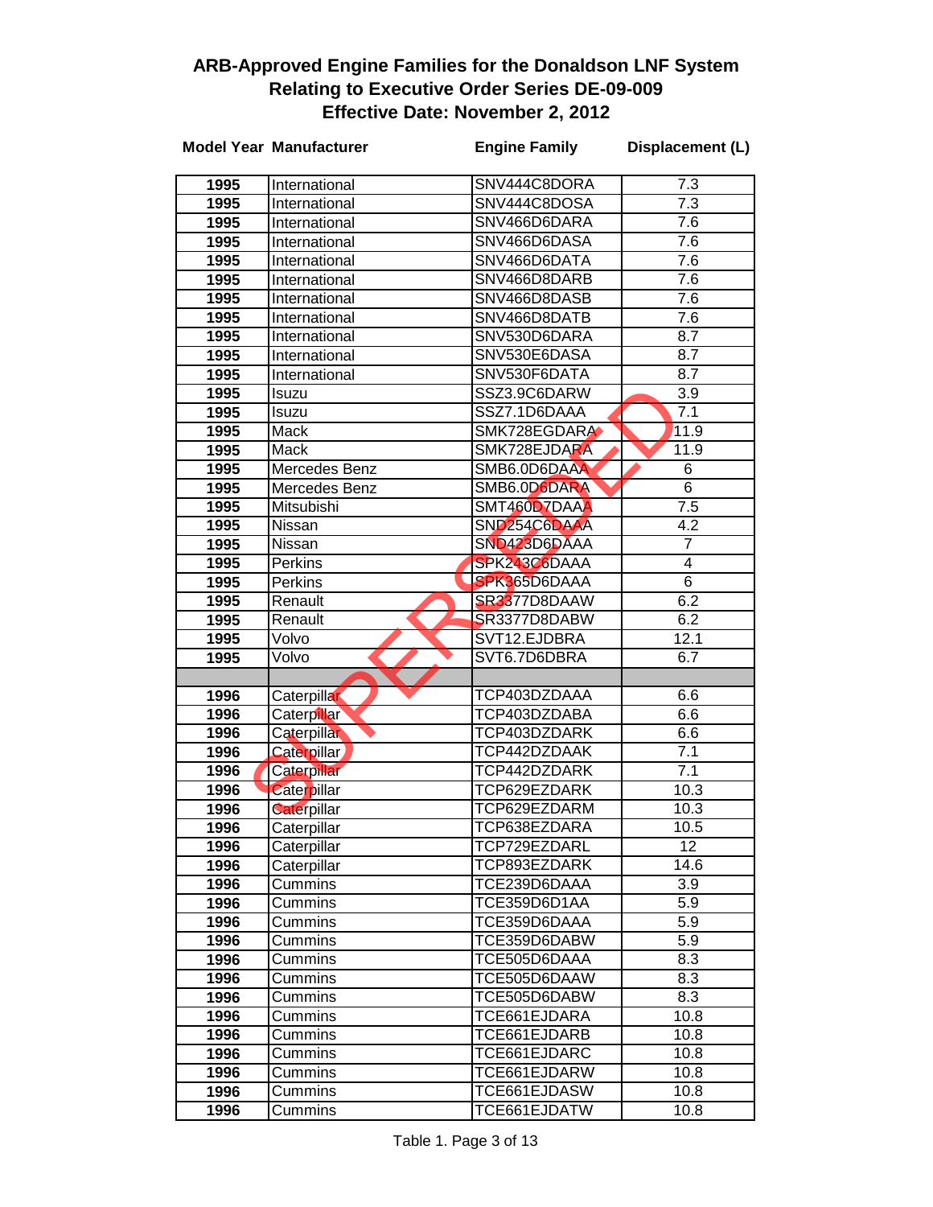# ARB-Approved Engine Families for the Donaldson LNF System Relating to Executive Order Series DE-09-009 Effective Date: November 2, 2012

SUPERSEDED

| Model Year | Manufacturer | Engine Family | Displacement (L) |
|---|---|---|---|
| 1995 | International | SNV444C8DORA | 7.3 |
| 1995 | International | SNV444C8DOSA | 7.3 |
| 1995 | International | SNV466D6DARA | 7.6 |
| 1995 | International | SNV466D6DASA | 7.6 |
| 1995 | International | SNV466D6DATA | 7.6 |
| 1995 | International | SNV466D8DARB | 7.6 |
| 1995 | International | SNV466D8DASB | 7.6 |
| 1995 | International | SNV466D8DATB | 7.6 |
| 1995 | International | SNV530D6DARA | 8.7 |
| 1995 | International | SNV530E6DASA | 8.7 |
| 1995 | International | SNV530F6DATA | 8.7 |
| 1995 | Isuzu | SSZ3.9C6DARW | 3.9 |
| 1995 | Isuzu | SSZ7.1D6DAAA | 7.1 |
| 1995 | Mack | SMK728EGDARA | 11.9 |
| 1995 | Mack | SMK728EJDARA | 11.9 |
| 1995 | Mercedes Benz | SMB6.0D6DAAA | 6 |
| 1995 | Mercedes Benz | SMB6.0D6DARA | 6 |
| 1995 | Mitsubishi | SMT460D7DAAA | 7.5 |
| 1995 | Nissan | SND254C6DAAA | 4.2 |
| 1995 | Nissan | SND423D6DAAA | 7 |
| 1995 | Perkins | SPK243C6DAAA | 4 |
| 1995 | Perkins | SPK365D6DAAA | 6 |
| 1995 | Renault | SR3377D8DAAW | 6.2 |
| 1995 | Renault | SR3377D8DABW | 6.2 |
| 1995 | Volvo | SVT12.EJDBRA | 12.1 |
| 1995 | Volvo | SVT6.7D6DBRA | 6.7 |
| | | | |
| 1996 | Caterpillar | TCP403DZDAAA | 6.6 |
| 1996 | Caterpillar | TCP403DZDABA | 6.6 |
| 1996 | Caterpillar | TCP403DZDARK | 6.6 |
| 1996 | Caterpillar | TCP442DZDAAK | 7.1 |
| 1996 | Caterpillar | TCP442DZDARK | 7.1 |
| 1996 | Caterpillar | TCP629EZDARK | 10.3 |
| 1996 | Caterpillar | TCP629EZDARM | 10.3 |
| 1996 | Caterpillar | TCP638EZDARA | 10.5 |
| 1996 | Caterpillar | TCP729EZDARL | 12 |
| 1996 | Caterpillar | TCP893EZDARK | 14.6 |
| 1996 | Cummins | TCE239D6DAAA | 3.9 |
| 1996 | Cummins | TCE359D6D1AA | 5.9 |
| 1996 | Cummins | TCE359D6DAAA | 5.9 |
| 1996 | Cummins | TCE359D6DABW | 5.9 |
| 1996 | Cummins | TCE505D6DAAA | 8.3 |
| 1996 | Cummins | TCE505D6DAAW | 8.3 |
| 1996 | Cummins | TCE505D6DABW | 8.3 |
| 1996 | Cummins | TCE661EJDARA | 10.8 |
| 1996 | Cummins | TCE661EJDARB | 10.8 |
| 1996 | Cummins | TCE661EJDARC | 10.8 |
| 1996 | Cummins | TCE661EJDARW | 10.8 |
| 1996 | Cummins | TCE661EJDASW | 10.8 |
| 1996 | Cummins | TCE661EJDATW | 10.8 |

Table 1. Page 3 of 13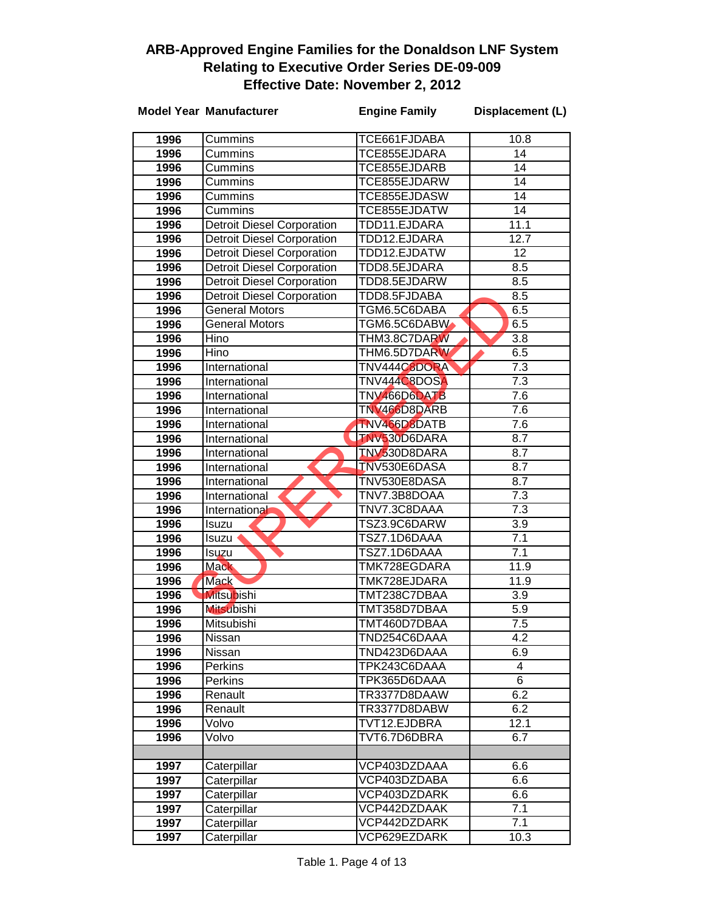# ARB-Approved Engine Families for the Donaldson LNF System Relating to Executive Order Series DE-09-009 Effective Date: November 2, 2012

SUPERSEDED

| Model Year | Manufacturer | Engine Family | Displacement (L) |
|---|---|---|---|
| 1996 | Cummins | TCE661FJDABA | 10.8 |
| 1996 | Cummins | TCE855EJDARA | 14 |
| 1996 | Cummins | TCE855EJDARB | 14 |
| 1996 | Cummins | TCE855EJDARW | 14 |
| 1996 | Cummins | TCE855EJDASW | 14 |
| 1996 | Cummins | TCE855EJDATW | 14 |
| 1996 | Detroit Diesel Corporation | TDD11.EJDARA | 11.1 |
| 1996 | Detroit Diesel Corporation | TDD12.EJDARA | 12.7 |
| 1996 | Detroit Diesel Corporation | TDD12.EJDATW | 12 |
| 1996 | Detroit Diesel Corporation | TDD8.5EJDARA | 8.5 |
| 1996 | Detroit Diesel Corporation | TDD8.5EJDARW | 8.5 |
| 1996 | Detroit Diesel Corporation | TDD8.5FJDABA | 8.5 |
| 1996 | General Motors | TGM6.5C6DABA | 6.5 |
| 1996 | General Motors | TGM6.5C6DABW | 6.5 |
| 1996 | Hino | THM3.8C7DARW | 3.8 |
| 1996 | Hino | THM6.5D7DARW | 6.5 |
| 1996 | International | TNV444C8DORA | 7.3 |
| 1996 | International | TNV444C8DOSA | 7.3 |
| 1996 | International | TNV466D6DATB | 7.6 |
| 1996 | International | TNV466D8DARB | 7.6 |
| 1996 | International | TNV466D8DATB | 7.6 |
| 1996 | International | TNV530D6DARA | 8.7 |
| 1996 | International | TNV530D8DARA | 8.7 |
| 1996 | International | TNV530E6DASA | 8.7 |
| 1996 | International | TNV530E8DASA | 8.7 |
| 1996 | International | TNV7.3B8DOAA | 7.3 |
| 1996 | International | TNV7.3C8DAAA | 7.3 |
| 1996 | Isuzu | TSZ3.9C6DARW | 3.9 |
| 1996 | Isuzu | TSZ7.1D6DAAA | 7.1 |
| 1996 | Isuzu | TSZ7.1D6DAAA | 7.1 |
| 1996 | Mack | TMK728EGDARA | 11.9 |
| 1996 | Mack | TMK728EJDARA | 11.9 |
| 1996 | Mitsubishi | TMT238C7DBAA | 3.9 |
| 1996 | Mitsubishi | TMT358D7DBAA | 5.9 |
| 1996 | Mitsubishi | TMT460D7DBAA | 7.5 |
| 1996 | Nissan | TND254C6DAAA | 4.2 |
| 1996 | Nissan | TND423D6DAAA | 6.9 |
| 1996 | Perkins | TPK243C6DAAA | 4 |
| 1996 | Perkins | TPK365D6DAAA | 6 |
| 1996 | Renault | TR3377D8DAAW | 6.2 |
| 1996 | Renault | TR3377D8DABW | 6.2 |
| 1996 | Volvo | TVT12.EJDBRA | 12.1 |
| 1996 | Volvo | TVT6.7D6DBRA | 6.7 |
| | | | |
| 1997 | Caterpillar | VCP403DZDAAA | 6.6 |
| 1997 | Caterpillar | VCP403DZDABA | 6.6 |
| 1997 | Caterpillar | VCP403DZDARK | 6.6 |
| 1997 | Caterpillar | VCP442DZDAAK | 7.1 |
| 1997 | Caterpillar | VCP442DZDARK | 7.1 |
| 1997 | Caterpillar | VCP629EZDARK | 10.3 |

Table 1.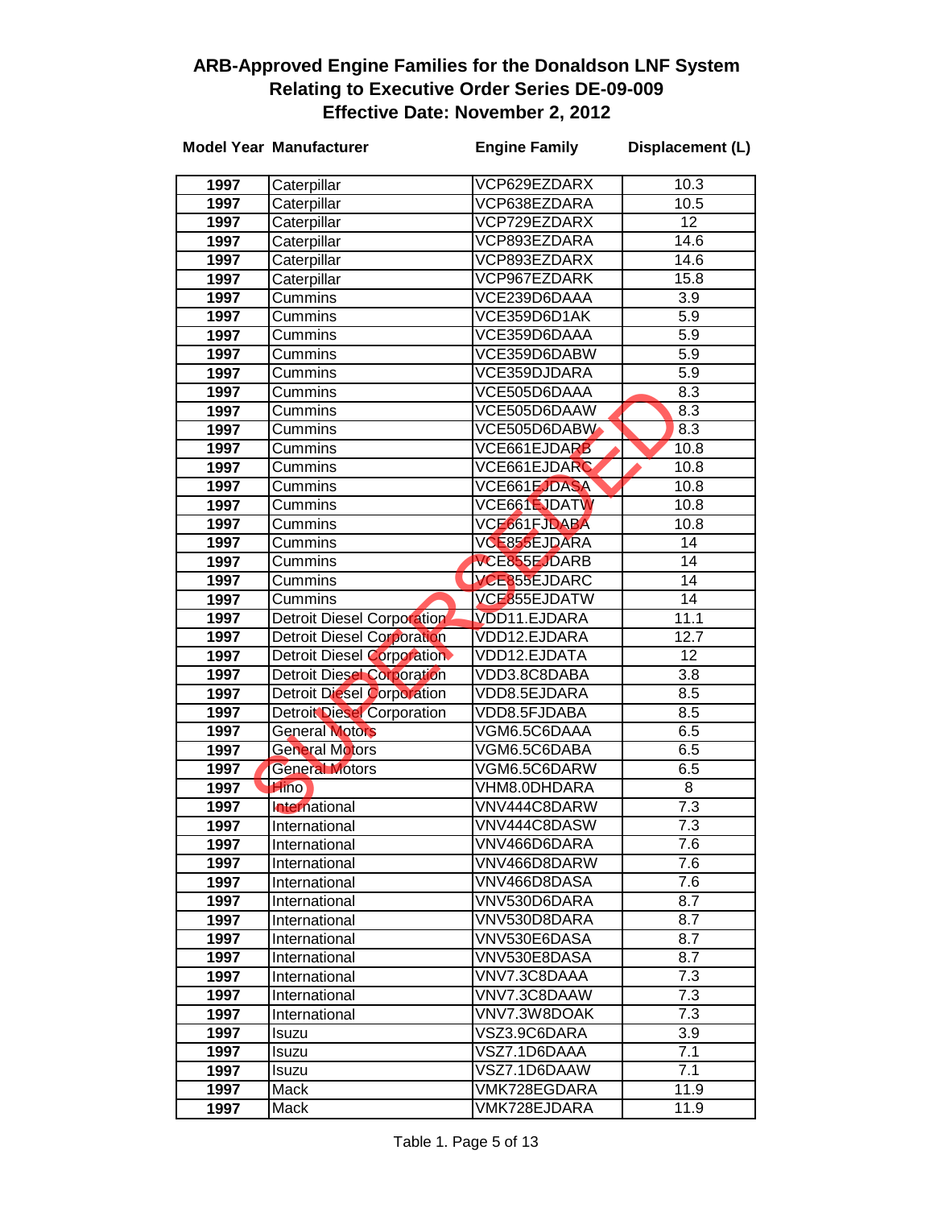# ARB-Approved Engine Families for the Donaldson LNF System Relating to Executive Order Series DE-09-009 Effective Date: November 2, 2012

SUPERSEDED

| Model Year | Manufacturer | Engine Family | Displacement (L) |
|---|---|---|---|
| 1997 | Caterpillar | VCP629EZDARX | 10.3 |
| 1997 | Caterpillar | VCP638EZDARA | 10.5 |
| 1997 | Caterpillar | VCP729EZDARX | 12 |
| 1997 | Caterpillar | VCP893EZDARA | 14.6 |
| 1997 | Caterpillar | VCP893EZDARX | 14.6 |
| 1997 | Caterpillar | VCP967EZDARK | 15.8 |
| 1997 | Cummins | VCE239D6DAAA | 3.9 |
| 1997 | Cummins | VCE359D6D1AK | 5.9 |
| 1997 | Cummins | VCE359D6DAAA | 5.9 |
| 1997 | Cummins | VCE359D6DABW | 5.9 |
| 1997 | Cummins | VCE359DJDARA | 5.9 |
| 1997 | Cummins | VCE505D6DAAA | 8.3 |
| 1997 | Cummins | VCE505D6DAAW | 8.3 |
| 1997 | Cummins | VCE505D6DABW | 8.3 |
| 1997 | Cummins | VCE661EJDARB | 10.8 |
| 1997 | Cummins | VCE661EJDARC | 10.8 |
| 1997 | Cummins | VCE661EJDASA | 10.8 |
| 1997 | Cummins | VCE661EJDATW | 10.8 |
| 1997 | Cummins | VCE661FJDABA | 10.8 |
| 1997 | Cummins | VCE855EJDARA | 14 |
| 1997 | Cummins | VCE855EJDARB | 14 |
| 1997 | Cummins | VCE855EJDARC | 14 |
| 1997 | Cummins | VCE855EJDATW | 14 |
| 1997 | Detroit Diesel Corporation | VDD11.EJDARA | 11.1 |
| 1997 | Detroit Diesel Corporation | VDD12.EJDARA | 12.7 |
| 1997 | Detroit Diesel Corporation | VDD12.EJDATA | 12 |
| 1997 | Detroit Diesel Corporation | VDD3.8C8DABA | 3.8 |
| 1997 | Detroit Diesel Corporation | VDD8.5EJDARA | 8.5 |
| 1997 | Detroit Diesel Corporation | VDD8.5FJDABA | 8.5 |
| 1997 | General Motors | VGM6.5C6DAAA | 6.5 |
| 1997 | General Motors | VGM6.5C6DABA | 6.5 |
| 1997 | General Motors | VGM6.5C6DARW | 6.5 |
| 1997 | Hino | VHM8.0DHDARA | 8 |
| 1997 | International | VNV444C8DARW | 7.3 |
| 1997 | International | VNV444C8DASW | 7.3 |
| 1997 | International | VNV466D6DARA | 7.6 |
| 1997 | International | VNV466D8DARW | 7.6 |
| 1997 | International | VNV466D8DASA | 7.6 |
| 1997 | International | VNV530D6DARA | 8.7 |
| 1997 | International | VNV530D8DARA | 8.7 |
| 1997 | International | VNV530E6DASA | 8.7 |
| 1997 | International | VNV530E8DASA | 8.7 |
| 1997 | International | VNV7.3C8DAAA | 7.3 |
| 1997 | International | VNV7.3C8DAAW | 7.3 |
| 1997 | International | VNV7.3W8DOAK | 7.3 |
| 1997 | Isuzu | VSZ3.9C6DARA | 3.9 |
| 1997 | Isuzu | VSZ7.1D6DAAA | 7.1 |
| 1997 | Isuzu | VSZ7.1D6DAAW | 7.1 |
| 1997 | Mack | VMK728EGDARA | 11.9 |
| 1997 | Mack | VMK728EJDARA | 11.9 |

Table 1. Page 5 of 13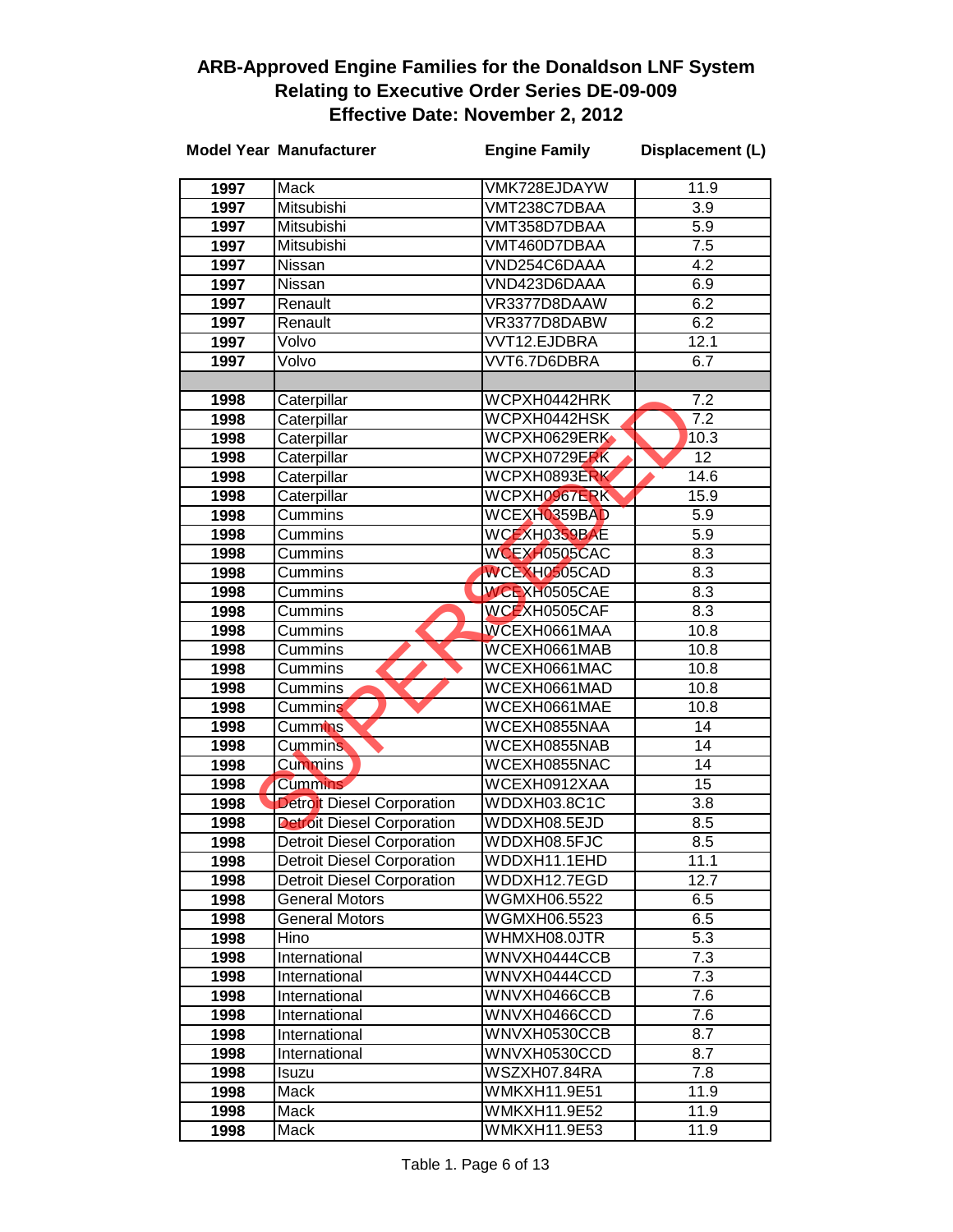# ARB-Approved Engine Families for the Donaldson LNF System
## Relating to Executive Order Series DE-09-009
## Effective Date: November 2, 2012

SUPERSEDED

| Model Year | Manufacturer | Engine Family | Displacement (L) |
|---|---|---|---|
| 1997 | Mack | VMK728EJDAYW | 11.9 |
| 1997 | Mitsubishi | VMT238C7DBAA | 3.9 |
| 1997 | Mitsubishi | VMT358D7DBAA | 5.9 |
| 1997 | Mitsubishi | VMT460D7DBAA | 7.5 |
| 1997 | Nissan | VND254C6DAAA | 4.2 |
| 1997 | Nissan | VND423D6DAAA | 6.9 |
| 1997 | Renault | VR3377D8DAAW | 6.2 |
| 1997 | Renault | VR3377D8DABW | 6.2 |
| 1997 | Volvo | VVT12.EJDBRA | 12.1 |
| 1997 | Volvo | VVT6.7D6DBRA | 6.7 |
| | | | |
| 1998 | Caterpillar | WCPXH0442HRK | 7.2 |
| 1998 | Caterpillar | WCPXH0442HSK | 7.2 |
| 1998 | Caterpillar | WCPXH0629ERK | 10.3 |
| 1998 | Caterpillar | WCPXH0729ERK | 12 |
| 1998 | Caterpillar | WCPXH0893ERK | 14.6 |
| 1998 | Caterpillar | WCPXH0967ERK | 15.9 |
| 1998 | Cummins | WCEXH0359BAD | 5.9 |
| 1998 | Cummins | WCEXH0359BAE | 5.9 |
| 1998 | Cummins | WCEXH0505CAC | 8.3 |
| 1998 | Cummins | WCEXH0505CAD | 8.3 |
| 1998 | Cummins | WCEXH0505CAE | 8.3 |
| 1998 | Cummins | WCEXH0505CAF | 8.3 |
| 1998 | Cummins | WCEXH0661MAA | 10.8 |
| 1998 | Cummins | WCEXH0661MAB | 10.8 |
| 1998 | Cummins | WCEXH0661MAC | 10.8 |
| 1998 | Cummins | WCEXH0661MAD | 10.8 |
| 1998 | Cummins | WCEXH0661MAE | 10.8 |
| 1998 | Cummins | WCEXH0855NAA | 14 |
| 1998 | Cummins | WCEXH0855NAB | 14 |
| 1998 | Cummins | WCEXH0855NAC | 14 |
| 1998 | Cummins | WCEXH0912XAA | 15 |
| 1998 | Detroit Diesel Corporation | WDDXH03.8C1C | 3.8 |
| 1998 | Detroit Diesel Corporation | WDDXH08.5EJD | 8.5 |
| 1998 | Detroit Diesel Corporation | WDDXH08.5FJC | 8.5 |
| 1998 | Detroit Diesel Corporation | WDDXH11.1EHD | 11.1 |
| 1998 | Detroit Diesel Corporation | WDDXH12.7EGD | 12.7 |
| 1998 | General Motors | WGMXH06.5522 | 6.5 |
| 1998 | General Motors | WGMXH06.5523 | 6.5 |
| 1998 | Hino | WHMXH08.0JTR | 5.3 |
| 1998 | International | WNVXH0444CCB | 7.3 |
| 1998 | International | WNVXH0444CCD | 7.3 |
| 1998 | International | WNVXH0466CCB | 7.6 |
| 1998 | International | WNVXH0466CCD | 7.6 |
| 1998 | International | WNVXH0530CCB | 8.7 |
| 1998 | International | WNVXH0530CCD | 8.7 |
| 1998 | Isuzu | WSZXH07.84RA | 7.8 |
| 1998 | Mack | WMKXH11.9E51 | 11.9 |
| 1998 | Mack | WMKXH11.9E52 | 11.9 |
| 1998 | Mack | WMKXH11.9E53 | 11.9 |

Table 1. Page 6 of 13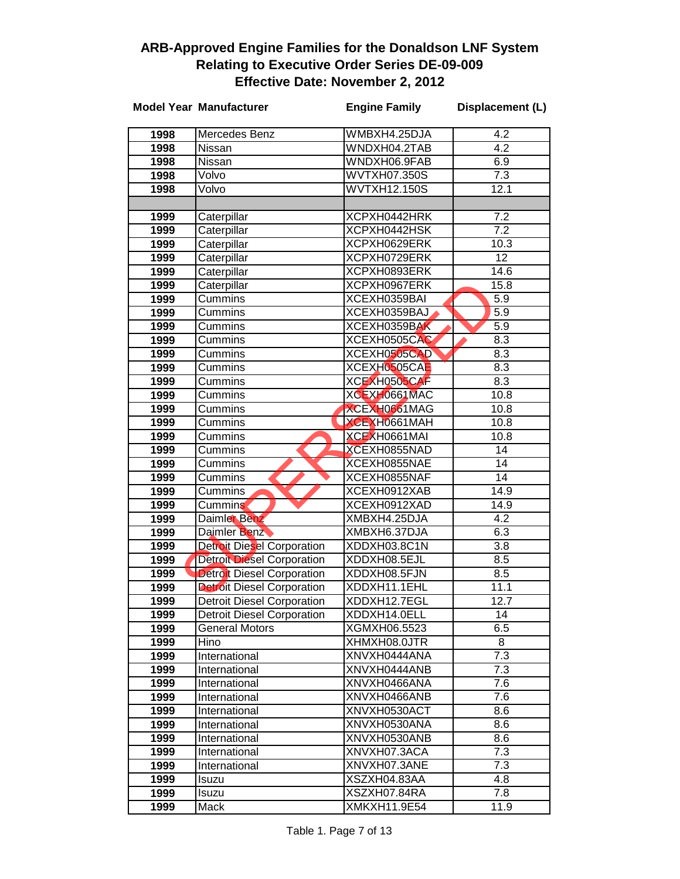## ARB-Approved Engine Families for the Donaldson LNF System
## Relating to Executive Order Series DE-09-009
## Effective Date: November 2, 2012

SUPERSEDED

| Model Year | Manufacturer | Engine Family | Displacement (L) |
|---|---|---|---|
| 1998 | Mercedes Benz | WMBXH4.25DJA | 4.2 |
| 1998 | Nissan | WNDXH04.2TAB | 4.2 |
| 1998 | Nissan | WNDXH06.9FAB | 6.9 |
| 1998 | Volvo | WVTXH07.350S | 7.3 |
| 1998 | Volvo | WVTXH12.150S | 12.1 |
| | | | |
| 1999 | Caterpillar | XCPXH0442HRK | 7.2 |
| 1999 | Caterpillar | XCPXH0442HSK | 7.2 |
| 1999 | Caterpillar | XCPXH0629ERK | 10.3 |
| 1999 | Caterpillar | XCPXH0729ERK | 12 |
| 1999 | Caterpillar | XCPXH0893ERK | 14.6 |
| 1999 | Caterpillar | XCPXH0967ERK | 15.8 |
| 1999 | Cummins | XCEXH0359BAI | 5.9 |
| 1999 | Cummins | XCEXH0359BAJ | 5.9 |
| 1999 | Cummins | XCEXH0359BAK | 5.9 |
| 1999 | Cummins | XCEXH0505CAC | 8.3 |
| 1999 | Cummins | XCEXH0505CAD | 8.3 |
| 1999 | Cummins | XCEXH0505CAE | 8.3 |
| 1999 | Cummins | XCEXH0505CAF | 8.3 |
| 1999 | Cummins | XCEXH0661MAC | 10.8 |
| 1999 | Cummins | XCEXH0661MAG | 10.8 |
| 1999 | Cummins | XCEXH0661MAH | 10.8 |
| 1999 | Cummins | XCEXH0661MAI | 10.8 |
| 1999 | Cummins | XCEXH0855NAD | 14 |
| 1999 | Cummins | XCEXH0855NAE | 14 |
| 1999 | Cummins | XCEXH0855NAF | 14 |
| 1999 | Cummins | XCEXH0912XAB | 14.9 |
| 1999 | Cummins | XCEXH0912XAD | 14.9 |
| 1999 | Daimler Benz | XMBXH4.25DJA | 4.2 |
| 1999 | Daimler Benz | XMBXH6.37DJA | 6.3 |
| 1999 | Detroit Diesel Corporation | XDDXH03.8C1N | 3.8 |
| 1999 | Detroit Diesel Corporation | XDDXH08.5EJL | 8.5 |
| 1999 | Detroit Diesel Corporation | XDDXH08.5FJN | 8.5 |
| 1999 | Detroit Diesel Corporation | XDDXH11.1EHL | 11.1 |
| 1999 | Detroit Diesel Corporation | XDDXH12.7EGL | 12.7 |
| 1999 | Detroit Diesel Corporation | XDDXH14.0ELL | 14 |
| 1999 | General Motors | XGMXH06.5523 | 6.5 |
| 1999 | Hino | XHMXH08.0JTR | 8 |
| 1999 | International | XNVXH0444ANA | 7.3 |
| 1999 | International | XNVXH0444ANB | 7.3 |
| 1999 | International | XNVXH0466ANA | 7.6 |
| 1999 | International | XNVXH0466ANB | 7.6 |
| 1999 | International | XNVXH0530ACT | 8.6 |
| 1999 | International | XNVXH0530ANA | 8.6 |
| 1999 | International | XNVXH0530ANB | 8.6 |
| 1999 | International | XNVXH07.3ACA | 7.3 |
| 1999 | International | XNVXH07.3ANE | 7.3 |
| 1999 | Isuzu | XSZXH04.83AA | 4.8 |
| 1999 | Isuzu | XSZXH07.84RA | 7.8 |
| 1999 | Mack | XMKXH11.9E54 | 11.9 |

Table 1. Page 7 of 13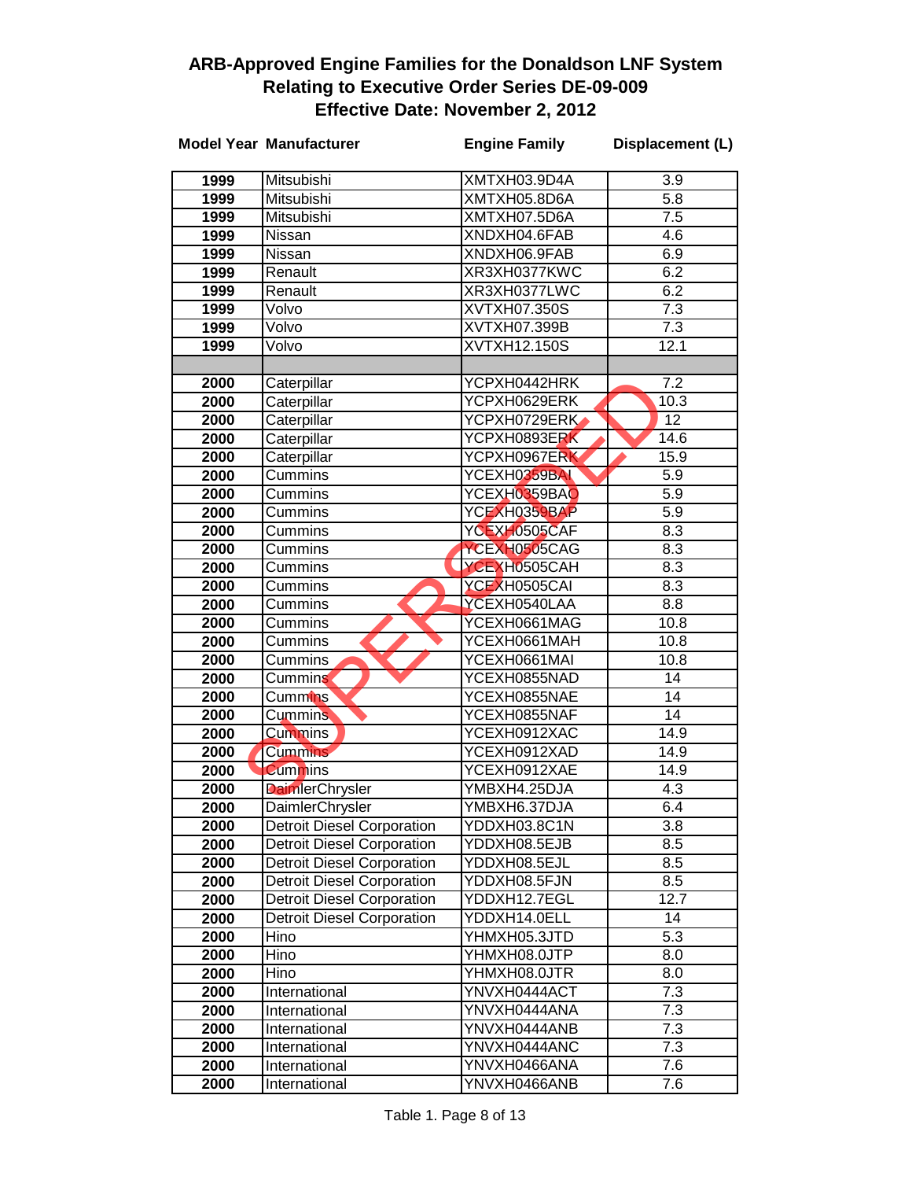# ARB-Approved Engine Families for the Donaldson LNF System Relating to Executive Order Series DE-09-009 Effective Date: November 2, 2012

SUPERSEDED

| Model Year | Manufacturer | Engine Family | Displacement (L) |
|---|---|---|---|
| 1999 | Mitsubishi | XMTXH03.9D4A | 3.9 |
| 1999 | Mitsubishi | XMTXH05.8D6A | 5.8 |
| 1999 | Mitsubishi | XMTXH07.5D6A | 7.5 |
| 1999 | Nissan | XNDXH04.6FAB | 4.6 |
| 1999 | Nissan | XNDXH06.9FAB | 6.9 |
| 1999 | Renault | XR3XH0377KWC | 6.2 |
| 1999 | Renault | XR3XH0377LWC | 6.2 |
| 1999 | Volvo | XVTXH07.350S | 7.3 |
| 1999 | Volvo | XVTXH07.399B | 7.3 |
| 1999 | Volvo | XVTXH12.150S | 12.1 |
| | | | |
| 2000 | Caterpillar | YCPXH0442HRK | 7.2 |
| 2000 | Caterpillar | YCPXH0629ERK | 10.3 |
| 2000 | Caterpillar | YCPXH0729ERK | 12 |
| 2000 | Caterpillar | YCPXH0893ERK | 14.6 |
| 2000 | Caterpillar | YCPXH0967ERK | 15.9 |
| 2000 | Cummins | YCEXH0359BAI | 5.9 |
| 2000 | Cummins | YCEXH0359BAO | 5.9 |
| 2000 | Cummins | YCEXH0359BAP | 5.9 |
| 2000 | Cummins | YCEXH0505CAF | 8.3 |
| 2000 | Cummins | YCEXH0505CAG | 8.3 |
| 2000 | Cummins | YCEXH0505CAH | 8.3 |
| 2000 | Cummins | YCEXH0505CAI | 8.3 |
| 2000 | Cummins | YCEXH0540LAA | 8.8 |
| 2000 | Cummins | YCEXH0661MAG | 10.8 |
| 2000 | Cummins | YCEXH0661MAH | 10.8 |
| 2000 | Cummins | YCEXH0661MAI | 10.8 |
| 2000 | Cummins | YCEXH0855NAD | 14 |
| 2000 | Cummins | YCEXH0855NAE | 14 |
| 2000 | Cummins | YCEXH0855NAF | 14 |
| 2000 | Cummins | YCEXH0912XAC | 14.9 |
| 2000 | Cummins | YCEXH0912XAD | 14.9 |
| 2000 | Cummins | YCEXH0912XAE | 14.9 |
| 2000 | DaimlerChrysler | YMBXH4.25DJA | 4.3 |
| 2000 | DaimlerChrysler | YMBXH6.37DJA | 6.4 |
| 2000 | Detroit Diesel Corporation | YDDXH03.8C1N | 3.8 |
| 2000 | Detroit Diesel Corporation | YDDXH08.5EJB | 8.5 |
| 2000 | Detroit Diesel Corporation | YDDXH08.5EJL | 8.5 |
| 2000 | Detroit Diesel Corporation | YDDXH08.5FJN | 8.5 |
| 2000 | Detroit Diesel Corporation | YDDXH12.7EGL | 12.7 |
| 2000 | Detroit Diesel Corporation | YDDXH14.0ELL | 14 |
| 2000 | Hino | YHMXH05.3JTD | 5.3 |
| 2000 | Hino | YHMXH08.0JTP | 8.0 |
| 2000 | Hino | YHMXH08.0JTR | 8.0 |
| 2000 | International | YNVXH0444ACT | 7.3 |
| 2000 | International | YNVXH0444ANA | 7.3 |
| 2000 | International | YNVXH0444ANB | 7.3 |
| 2000 | International | YNVXH0444ANC | 7.3 |
| 2000 | International | YNVXH0466ANA | 7.6 |
| 2000 | International | YNVXH0466ANB | 7.6 |

Table 1. Page 8 of 13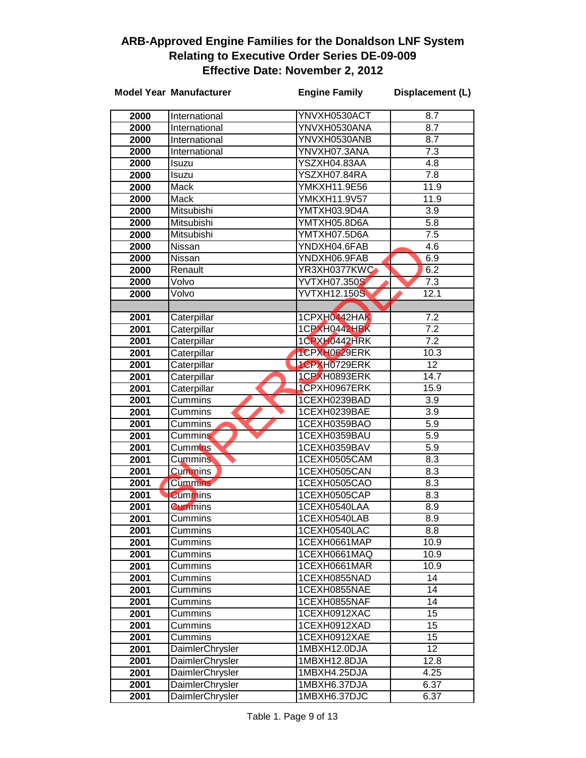# ARB-Approved Engine Families for the Donaldson LNF System Relating to Executive Order Series DE-09-009 Effective Date: November 2, 2012

SUPERSEDED

| Model Year | Manufacturer | Engine Family | Displacement (L) |
|---|---|---|---|
| 2000 | International | YNVXH0530ACT | 8.7 |
| 2000 | International | YNVXH0530ANA | 8.7 |
| 2000 | International | YNVXH0530ANB | 8.7 |
| 2000 | International | YNVXH07.3ANA | 7.3 |
| 2000 | Isuzu | YSZXH04.83AA | 4.8 |
| 2000 | Isuzu | YSZXH07.84RA | 7.8 |
| 2000 | Mack | YMKXH11.9E56 | 11.9 |
| 2000 | Mack | YMKXH11.9V57 | 11.9 |
| 2000 | Mitsubishi | YMTXH03.9D4A | 3.9 |
| 2000 | Mitsubishi | YMTXH05.8D6A | 5.8 |
| 2000 | Mitsubishi | YMTXH07.5D6A | 7.5 |
| 2000 | Nissan | YNDXH04.6FAB | 4.6 |
| 2000 | Nissan | YNDXH06.9FAB | 6.9 |
| 2000 | Renault | YR3XH0377KWC | 6.2 |
| 2000 | Volvo | YVTXH07.350S | 7.3 |
| 2000 | Volvo | YVTXH12.150S | 12.1 |
| | | | |
| 2001 | Caterpillar | 1CPXH0442HAK | 7.2 |
| 2001 | Caterpillar | 1CPXH0442HBK | 7.2 |
| 2001 | Caterpillar | 1CPXH0442HRK | 7.2 |
| 2001 | Caterpillar | 1CPXH0629ERK | 10.3 |
| 2001 | Caterpillar | 1CPXH0729ERK | 12 |
| 2001 | Caterpillar | 1CPXH0893ERK | 14.7 |
| 2001 | Caterpillar | 1CPXH0967ERK | 15.9 |
| 2001 | Cummins | 1CEXH0239BAD | 3.9 |
| 2001 | Cummins | 1CEXH0239BAE | 3.9 |
| 2001 | Cummins | 1CEXH0359BAO | 5.9 |
| 2001 | Cummins | 1CEXH0359BAU | 5.9 |
| 2001 | Cummins | 1CEXH0359BAV | 5.9 |
| 2001 | Cummins | 1CEXH0505CAM | 8.3 |
| 2001 | Cummins | 1CEXH0505CAN | 8.3 |
| 2001 | Cummins | 1CEXH0505CAO | 8.3 |
| 2001 | Cummins | 1CEXH0505CAP | 8.3 |
| 2001 | Cummins | 1CEXH0540LAA | 8.9 |
| 2001 | Cummins | 1CEXH0540LAB | 8.9 |
| 2001 | Cummins | 1CEXH0540LAC | 8.8 |
| 2001 | Cummins | 1CEXH0661MAP | 10.9 |
| 2001 | Cummins | 1CEXH0661MAQ | 10.9 |
| 2001 | Cummins | 1CEXH0661MAR | 10.9 |
| 2001 | Cummins | 1CEXH0855NAD | 14 |
| 2001 | Cummins | 1CEXH0855NAE | 14 |
| 2001 | Cummins | 1CEXH0855NAF | 14 |
| 2001 | Cummins | 1CEXH0912XAC | 15 |
| 2001 | Cummins | 1CEXH0912XAD | 15 |
| 2001 | Cummins | 1CEXH0912XAE | 15 |
| 2001 | DaimlerChrysler | 1MBXH12.0DJA | 12 |
| 2001 | DaimlerChrysler | 1MBXH12.8DJA | 12.8 |
| 2001 | DaimlerChrysler | 1MBXH4.25DJA | 4.25 |
| 2001 | DaimlerChrysler | 1MBXH6.37DJA | 6.37 |
| 2001 | DaimlerChrysler | 1MBXH6.37DJC | 6.37 |

Table 1. Page 9 of 13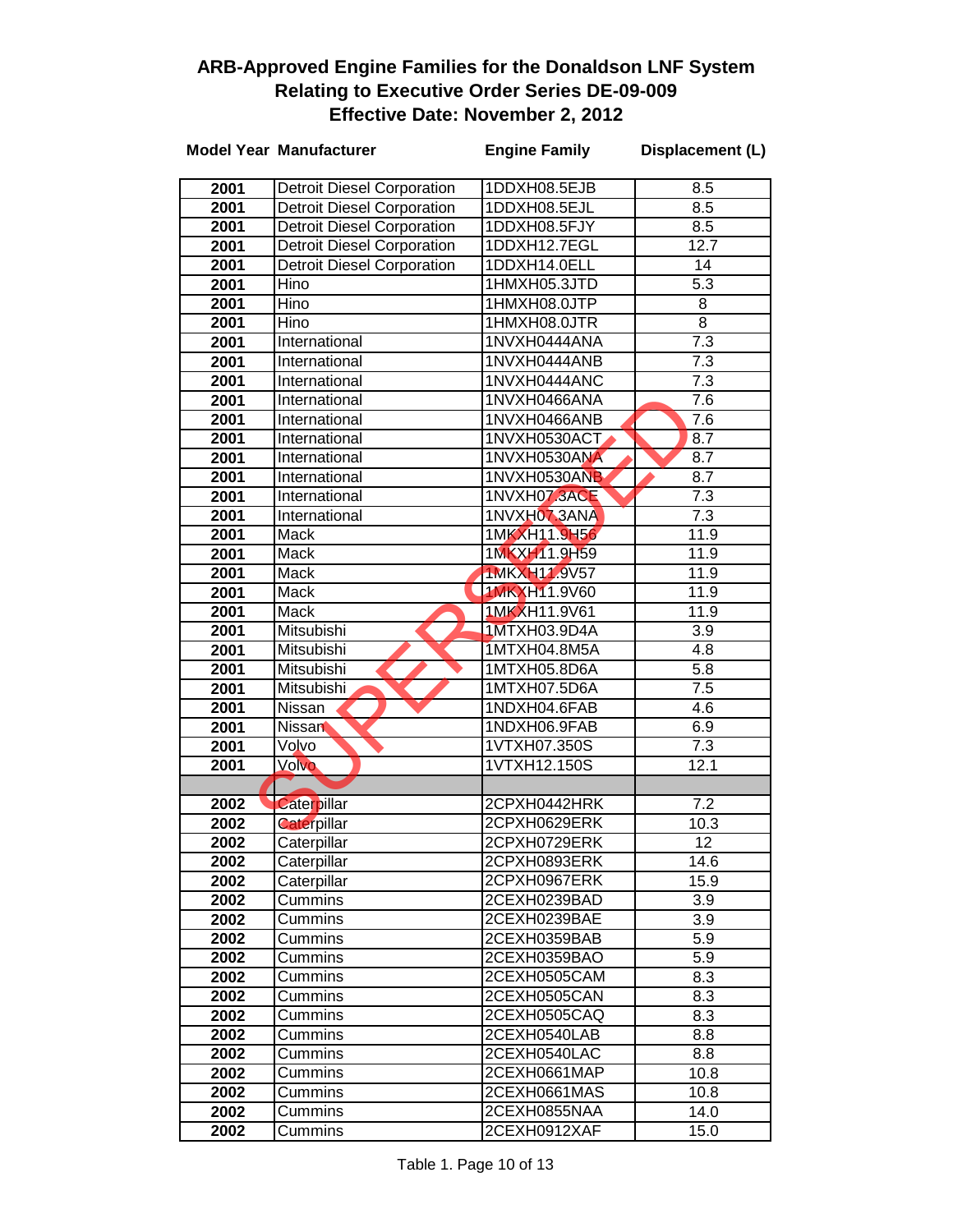# ARB-Approved Engine Families for the Donaldson LNF System
## Relating to Executive Order Series DE-09-009
## Effective Date: November 2, 2012

SUPERSEDED

| Model Year | Manufacturer | Engine Family | Displacement (L) |
|---|---|---|---|
| 2001 | Detroit Diesel Corporation | 1DDXH08.5EJB | 8.5 |
| 2001 | Detroit Diesel Corporation | 1DDXH08.5EJL | 8.5 |
| 2001 | Detroit Diesel Corporation | 1DDXH08.5FJY | 8.5 |
| 2001 | Detroit Diesel Corporation | 1DDXH12.7EGL | 12.7 |
| 2001 | Detroit Diesel Corporation | 1DDXH14.0ELL | 14 |
| 2001 | Hino | 1HMXH05.3JTD | 5.3 |
| 2001 | Hino | 1HMXH08.0JTP | 8 |
| 2001 | Hino | 1HMXH08.0JTR | 8 |
| 2001 | International | 1NVXH0444ANA | 7.3 |
| 2001 | International | 1NVXH0444ANB | 7.3 |
| 2001 | International | 1NVXH0444ANC | 7.3 |
| 2001 | International | 1NVXH0466ANA | 7.6 |
| 2001 | International | 1NVXH0466ANB | 7.6 |
| 2001 | International | 1NVXH0530ACT | 8.7 |
| 2001 | International | 1NVXH0530ANA | 8.7 |
| 2001 | International | 1NVXH0530ANB | 8.7 |
| 2001 | International | 1NVXH07.3ACE | 7.3 |
| 2001 | International | 1NVXH07.3ANA | 7.3 |
| 2001 | Mack | 1MKXH11.9H56 | 11.9 |
| 2001 | Mack | 1MKXH11.9H59 | 11.9 |
| 2001 | Mack | 1MKXH11.9V57 | 11.9 |
| 2001 | Mack | 1MKXH11.9V60 | 11.9 |
| 2001 | Mack | 1MKXH11.9V61 | 11.9 |
| 2001 | Mitsubishi | 1MTXH03.9D4A | 3.9 |
| 2001 | Mitsubishi | 1MTXH04.8M5A | 4.8 |
| 2001 | Mitsubishi | 1MTXH05.8D6A | 5.8 |
| 2001 | Mitsubishi | 1MTXH07.5D6A | 7.5 |
| 2001 | Nissan | 1NDXH04.6FAB | 4.6 |
| 2001 | Nissan | 1NDXH06.9FAB | 6.9 |
| 2001 | Volvo | 1VTXH07.350S | 7.3 |
| 2001 | Volvo | 1VTXH12.150S | 12.1 |
| | | | |
| 2002 | Caterpillar | 2CPXH0442HRK | 7.2 |
| 2002 | Caterpillar | 2CPXH0629ERK | 10.3 |
| 2002 | Caterpillar | 2CPXH0729ERK | 12 |
| 2002 | Caterpillar | 2CPXH0893ERK | 14.6 |
| 2002 | Caterpillar | 2CPXH0967ERK | 15.9 |
| 2002 | Cummins | 2CEXH0239BAD | 3.9 |
| 2002 | Cummins | 2CEXH0239BAE | 3.9 |
| 2002 | Cummins | 2CEXH0359BAB | 5.9 |
| 2002 | Cummins | 2CEXH0359BAO | 5.9 |
| 2002 | Cummins | 2CEXH0505CAM | 8.3 |
| 2002 | Cummins | 2CEXH0505CAN | 8.3 |
| 2002 | Cummins | 2CEXH0505CAQ | 8.3 |
| 2002 | Cummins | 2CEXH0540LAB | 8.8 |
| 2002 | Cummins | 2CEXH0540LAC | 8.8 |
| 2002 | Cummins | 2CEXH0661MAP | 10.8 |
| 2002 | Cummins | 2CEXH0661MAS | 10.8 |
| 2002 | Cummins | 2CEXH0855NAA | 14.0 |
| 2002 | Cummins | 2CEXH0912XAF | 15.0 |

Table 1. Page 10 of 13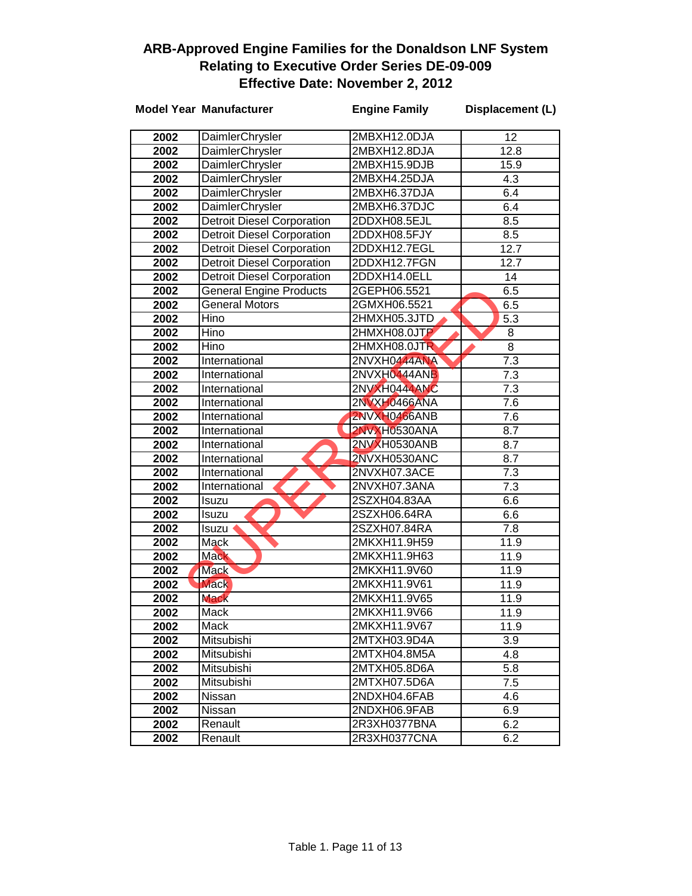# ARB-Approved Engine Families for the Donaldson LNF System
## Relating to Executive Order Series DE-09-009
## Effective Date: November 2, 2012

SUPERSEDED

| Model Year | Manufacturer | Engine Family | Displacement (L) |
|---|---|---|---|
| 2002 | DaimlerChrysler | 2MBXH12.0DJA | 12 |
| 2002 | DaimlerChrysler | 2MBXH12.8DJA | 12.8 |
| 2002 | DaimlerChrysler | 2MBXH15.9DJB | 15.9 |
| 2002 | DaimlerChrysler | 2MBXH4.25DJA | 4.3 |
| 2002 | DaimlerChrysler | 2MBXH6.37DJA | 6.4 |
| 2002 | DaimlerChrysler | 2MBXH6.37DJC | 6.4 |
| 2002 | Detroit Diesel Corporation | 2DDXH08.5EJL | 8.5 |
| 2002 | Detroit Diesel Corporation | 2DDXH08.5FJY | 8.5 |
| 2002 | Detroit Diesel Corporation | 2DDXH12.7EGL | 12.7 |
| 2002 | Detroit Diesel Corporation | 2DDXH12.7FGN | 12.7 |
| 2002 | Detroit Diesel Corporation | 2DDXH14.0ELL | 14 |
| 2002 | General Engine Products | 2GEPH06.5521 | 6.5 |
| 2002 | General Motors | 2GMXH06.5521 | 6.5 |
| 2002 | Hino | 2HMXH05.3JTD | 5.3 |
| 2002 | Hino | 2HMXH08.0JTP | 8 |
| 2002 | Hino | 2HMXH08.0JTR | 8 |
| 2002 | International | 2NVXH0444ANA | 7.3 |
| 2002 | International | 2NVXH0444ANB | 7.3 |
| 2002 | International | 2NVXH0444ANC | 7.3 |
| 2002 | International | 2NVXH0466ANA | 7.6 |
| 2002 | International | 2NVXH0466ANB | 7.6 |
| 2002 | International | 2NVXH0530ANA | 8.7 |
| 2002 | International | 2NVXH0530ANB | 8.7 |
| 2002 | International | 2NVXH0530ANC | 8.7 |
| 2002 | International | 2NVXH07.3ACE | 7.3 |
| 2002 | International | 2NVXH07.3ANA | 7.3 |
| 2002 | Isuzu | 2SZXH04.83AA | 6.6 |
| 2002 | Isuzu | 2SZXH06.64RA | 6.6 |
| 2002 | Isuzu | 2SZXH07.84RA | 7.8 |
| 2002 | Mack | 2MKXH11.9H59 | 11.9 |
| 2002 | Mack | 2MKXH11.9H63 | 11.9 |
| 2002 | Mack | 2MKXH11.9V60 | 11.9 |
| 2002 | Mack | 2MKXH11.9V61 | 11.9 |
| 2002 | Mack | 2MKXH11.9V65 | 11.9 |
| 2002 | Mack | 2MKXH11.9V66 | 11.9 |
| 2002 | Mack | 2MKXH11.9V67 | 11.9 |
| 2002 | Mitsubishi | 2MTXH03.9D4A | 3.9 |
| 2002 | Mitsubishi | 2MTXH04.8M5A | 4.8 |
| 2002 | Mitsubishi | 2MTXH05.8D6A | 5.8 |
| 2002 | Mitsubishi | 2MTXH07.5D6A | 7.5 |
| 2002 | Nissan | 2NDXH04.6FAB | 4.6 |
| 2002 | Nissan | 2NDXH06.9FAB | 6.9 |
| 2002 | Renault | 2R3XH0377BNA | 6.2 |
| 2002 | Renault | 2R3XH0377CNA | 6.2 |

Table 1.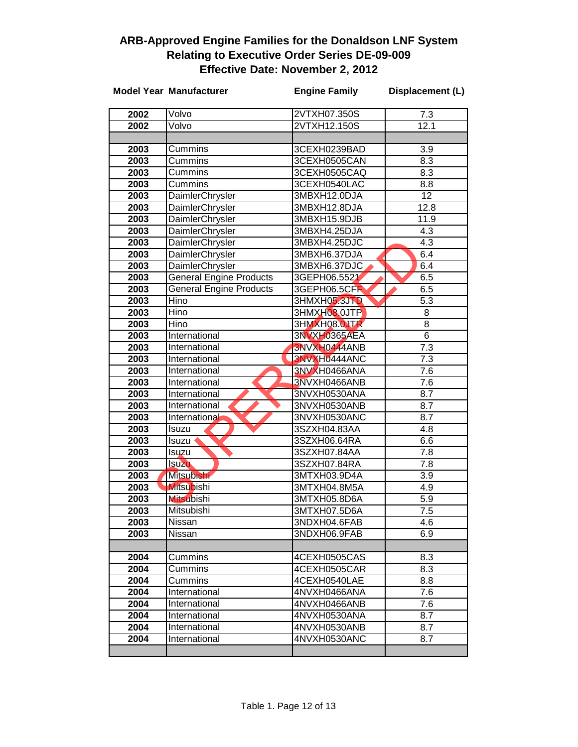# ARB-Approved Engine Families for the Donaldson LNF System
## Relating to Executive Order Series DE-09-009
## Effective Date: November 2, 2012

SUPERSEDED

| Model Year | Manufacturer | Engine Family | Displacement (L) |
|---|---|---|---|
| 2002 | Volvo | 2VTXH07.350S | 7.3 |
| 2002 | Volvo | 2VTXH12.150S | 12.1 |
| | | | |
| 2003 | Cummins | 3CEXH0239BAD | 3.9 |
| 2003 | Cummins | 3CEXH0505CAN | 8.3 |
| 2003 | Cummins | 3CEXH0505CAQ | 8.3 |
| 2003 | Cummins | 3CEXH0540LAC | 8.8 |
| 2003 | DaimlerChrysler | 3MBXH12.0DJA | 12 |
| 2003 | DaimlerChrysler | 3MBXH12.8DJA | 12.8 |
| 2003 | DaimlerChrysler | 3MBXH15.9DJB | 11.9 |
| 2003 | DaimlerChrysler | 3MBXH4.25DJA | 4.3 |
| 2003 | DaimlerChrysler | 3MBXH4.25DJC | 4.3 |
| 2003 | DaimlerChrysler | 3MBXH6.37DJA | 6.4 |
| 2003 | DaimlerChrysler | 3MBXH6.37DJC | 6.4 |
| 2003 | General Engine Products | 3GEPH06.5521 | 6.5 |
| 2003 | General Engine Products | 3GEPH06.5CFF | 6.5 |
| 2003 | Hino | 3HMXH05.3JTD | 5.3 |
| 2003 | Hino | 3HMXH08.0JTP | 8 |
| 2003 | Hino | 3HMXH08.0JTR | 8 |
| 2003 | International | 3NVXH0365AEA | 6 |
| 2003 | International | 3NVXH0444ANB | 7.3 |
| 2003 | International | 3NVXH0444ANC | 7.3 |
| 2003 | International | 3NVXH0466ANA | 7.6 |
| 2003 | International | 3NVXH0466ANB | 7.6 |
| 2003 | International | 3NVXH0530ANA | 8.7 |
| 2003 | International | 3NVXH0530ANB | 8.7 |
| 2003 | International | 3NVXH0530ANC | 8.7 |
| 2003 | Isuzu | 3SZXH04.83AA | 4.8 |
| 2003 | Isuzu | 3SZXH06.64RA | 6.6 |
| 2003 | Isuzu | 3SZXH07.84AA | 7.8 |
| 2003 | Isuzu | 3SZXH07.84RA | 7.8 |
| 2003 | Mitsubishi | 3MTXH03.9D4A | 3.9 |
| 2003 | Mitsubishi | 3MTXH04.8M5A | 4.9 |
| 2003 | Mitsubishi | 3MTXH05.8D6A | 5.9 |
| 2003 | Mitsubishi | 3MTXH07.5D6A | 7.5 |
| 2003 | Nissan | 3NDXH04.6FAB | 4.6 |
| 2003 | Nissan | 3NDXH06.9FAB | 6.9 |
| | | | |
| 2004 | Cummins | 4CEXH0505CAS | 8.3 |
| 2004 | Cummins | 4CEXH0505CAR | 8.3 |
| 2004 | Cummins | 4CEXH0540LAE | 8.8 |
| 2004 | International | 4NVXH0466ANA | 7.6 |
| 2004 | International | 4NVXH0466ANB | 7.6 |
| 2004 | International | 4NVXH0530ANA | 8.7 |
| 2004 | International | 4NVXH0530ANB | 8.7 |
| 2004 | International | 4NVXH0530ANC | 8.7 |
| | | | |

Table 1. Page 12 of 13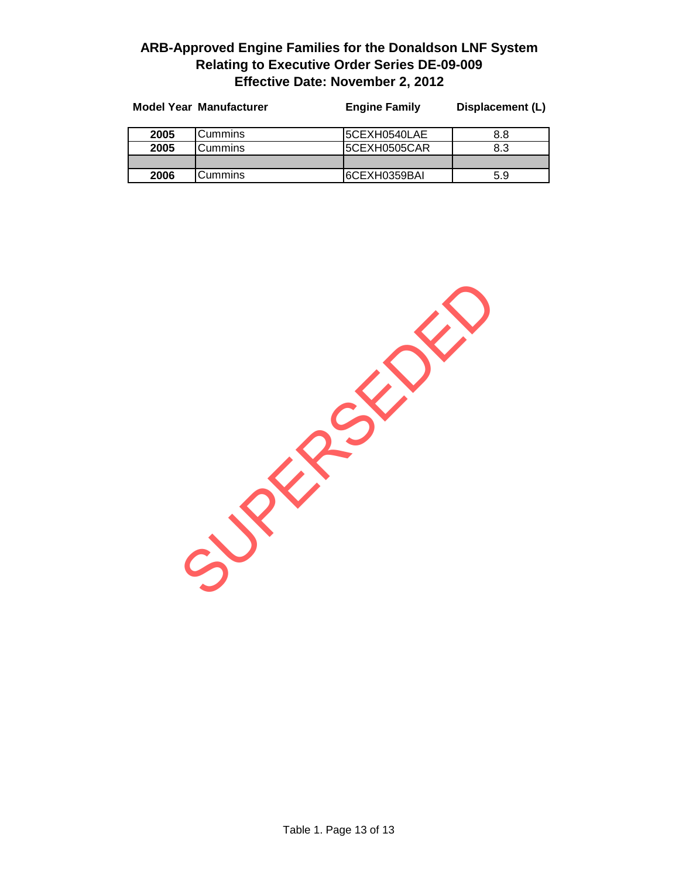# ARB-Approved Engine Families for the Donaldson LNF System
## Relating to Executive Order Series DE-09-009
## Effective Date: November 2, 2012

| Model Year | Manufacturer | Engine Family | Displacement (L) |
|---|---|---|---|
| **2005** | Cummins | 5CEXH0540LAE | 8.8 |
| **2005** | Cummins | 5CEXH0505CAR | 8.3 |
| | | | |
| **2006** | Cummins | 6CEXH0359BAI | 5.9 |

SUPERSEDED

Table 1. Page 13 of 13